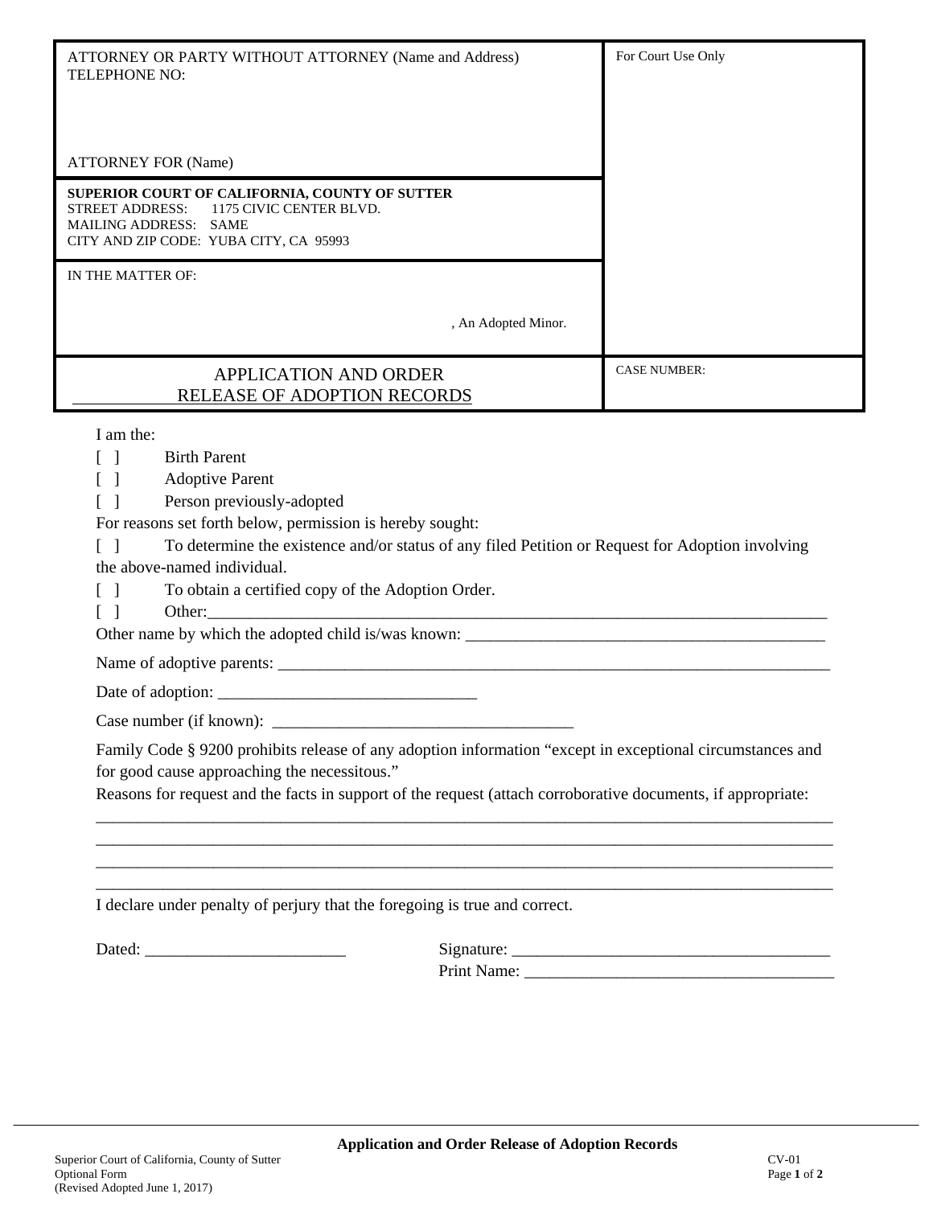| ATTORNEY OR PARTY WITHOUT ATTORNEY (Name and Address)<br>TELEPHONE NO:<br><br><br>ATTORNEY FOR (Name) | For Court Use Only |
|---|---|
| **SUPERIOR COURT OF CALIFORNIA, COUNTY OF SUTTER**<br>STREET ADDRESS: 1175 CIVIC CENTER BLVD.<br>MAILING ADDRESS: SAME<br>CITY AND ZIP CODE: YUBA CITY, CA 95993 | |
| IN THE MATTER OF:<br><br>, An Adopted Minor. | |
| APPLICATION AND ORDER<br>RELEASE OF ADOPTION RECORDS | CASE NUMBER: |

I am the:

[ ] Birth Parent

[ ] Adoptive Parent

[ ] Person previously-adopted

For reasons set forth below, permission is hereby sought:

[ ] To determine the existence and/or status of any filed Petition or Request for Adoption involving the above-named individual.

[ ] To obtain a certified copy of the Adoption Order.

[ ] Other:_______________________________________________________________________________

Other name by which the adopted child is/was known: ___________________________________________

Name of adoptive parents: _____________________________________________________________________

Date of adoption: _______________________________

Case number (if known): ____________________________________

Family Code § 9200 prohibits release of any adoption information "except in exceptional circumstances and for good cause approaching the necessitous."

Reasons for request and the facts in support of the request (attach corroborative documents, if appropriate:

_____________________________________________________________________________________________

_____________________________________________________________________________________________

_____________________________________________________________________________________________

_____________________________________________________________________________________________

I declare under penalty of perjury that the foregoing is true and correct.

Dated: ________________________ Signature: _______________________________________

Print Name: ______________________________________

**Application and Order Release of Adoption Records**

Superior Court of California, County of Sutter
Optional Form
(Revised Adopted June 1, 2017)

CV-01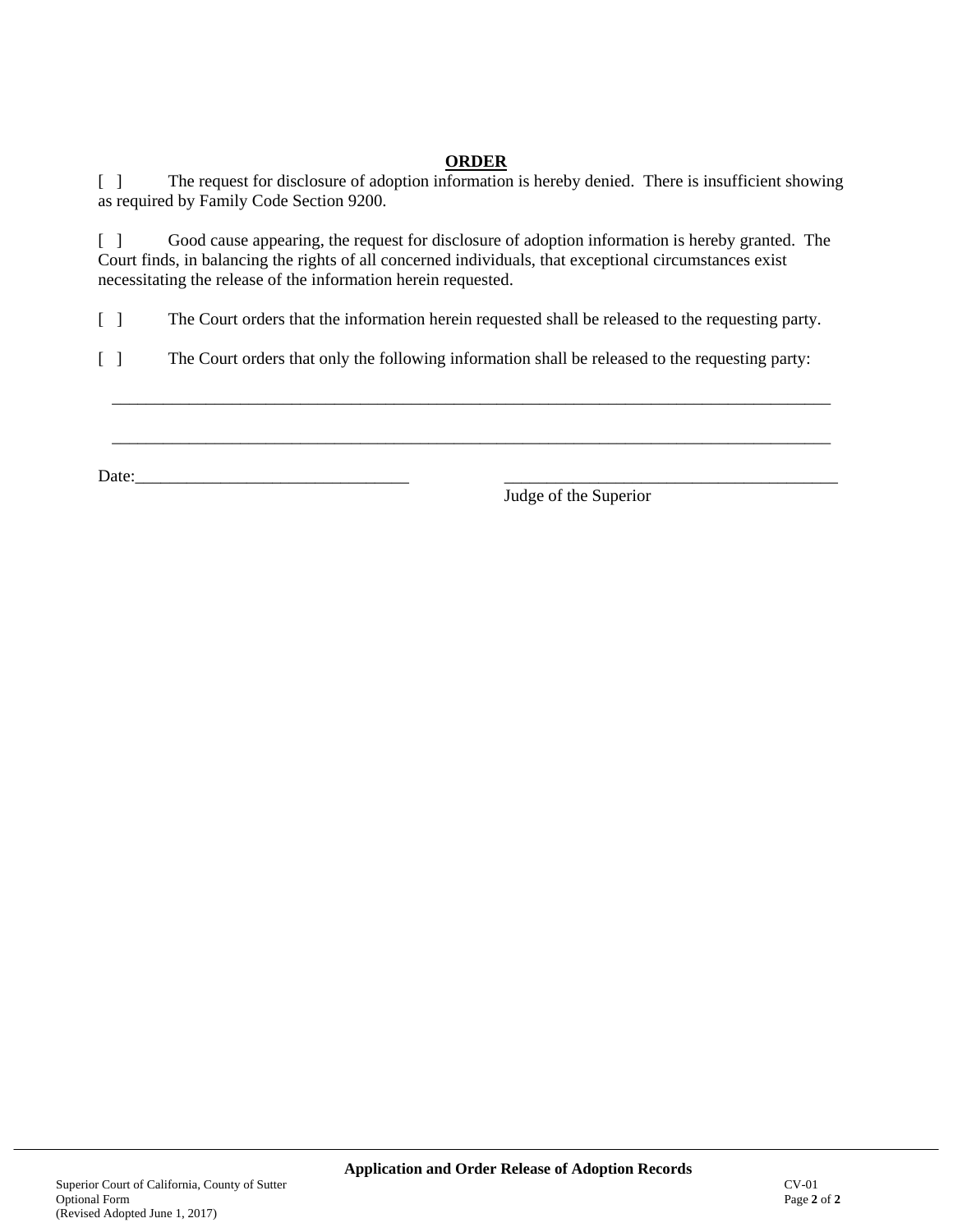**ORDER**

[ ]  The request for disclosure of adoption information is hereby denied. There is insufficient showing as required by Family Code Section 9200.

[ ]  Good cause appearing, the request for disclosure of adoption information is hereby granted. The Court finds, in balancing the rights of all concerned individuals, that exceptional circumstances exist necessitating the release of the information herein requested.

[ ]  The Court orders that the information herein requested shall be released to the requesting party.

[ ]  The Court orders that only the following information shall be released to the requesting party:

_______________________________________________________________________________________

_______________________________________________________________________________________

Date:________________________________  ________________________________________

Judge of the Superior